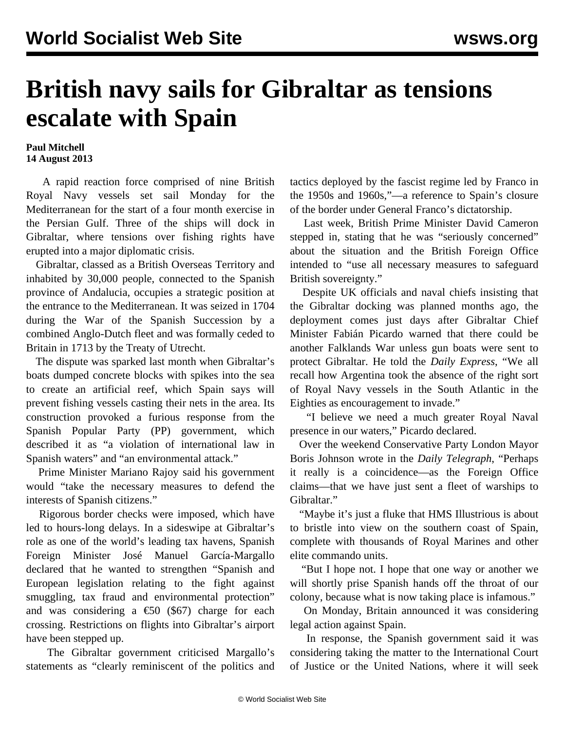# British navy sails for Gibraltar as tensions escalate with Spain

**Paul Mitchell**
**14 August 2013**

A rapid reaction force comprised of nine British Royal Navy vessels set sail Monday for the Mediterranean for the start of a four month exercise in the Persian Gulf. Three of the ships will dock in Gibraltar, where tensions over fishing rights have erupted into a major diplomatic crisis.

Gibraltar, classed as a British Overseas Territory and inhabited by 30,000 people, connected to the Spanish province of Andalucia, occupies a strategic position at the entrance to the Mediterranean. It was seized in 1704 during the War of the Spanish Succession by a combined Anglo-Dutch fleet and was formally ceded to Britain in 1713 by the Treaty of Utrecht.

The dispute was sparked last month when Gibraltar's boats dumped concrete blocks with spikes into the sea to create an artificial reef, which Spain says will prevent fishing vessels casting their nets in the area. Its construction provoked a furious response from the Spanish Popular Party (PP) government, which described it as "a violation of international law in Spanish waters" and "an environmental attack."

Prime Minister Mariano Rajoy said his government would "take the necessary measures to defend the interests of Spanish citizens."

Rigorous border checks were imposed, which have led to hours-long delays. In a sideswipe at Gibraltar's role as one of the world's leading tax havens, Spanish Foreign Minister José Manuel García-Margallo declared that he wanted to strengthen "Spanish and European legislation relating to the fight against smuggling, tax fraud and environmental protection" and was considering a €50 ($67) charge for each crossing. Restrictions on flights into Gibraltar's airport have been stepped up.

The Gibraltar government criticised Margallo's statements as "clearly reminiscent of the politics and tactics deployed by the fascist regime led by Franco in the 1950s and 1960s,"—a reference to Spain's closure of the border under General Franco's dictatorship.

Last week, British Prime Minister David Cameron stepped in, stating that he was "seriously concerned" about the situation and the British Foreign Office intended to "use all necessary measures to safeguard British sovereignty."

Despite UK officials and naval chiefs insisting that the Gibraltar docking was planned months ago, the deployment comes just days after Gibraltar Chief Minister Fabián Picardo warned that there could be another Falklands War unless gun boats were sent to protect Gibraltar. He told the *Daily Express*, "We all recall how Argentina took the absence of the right sort of Royal Navy vessels in the South Atlantic in the Eighties as encouragement to invade."

"I believe we need a much greater Royal Naval presence in our waters," Picardo declared.

Over the weekend Conservative Party London Mayor Boris Johnson wrote in the *Daily Telegraph*, "Perhaps it really is a coincidence—as the Foreign Office claims—that we have just sent a fleet of warships to Gibraltar."

"Maybe it's just a fluke that HMS Illustrious is about to bristle into view on the southern coast of Spain, complete with thousands of Royal Marines and other elite commando units.

"But I hope not. I hope that one way or another we will shortly prise Spanish hands off the throat of our colony, because what is now taking place is infamous."

On Monday, Britain announced it was considering legal action against Spain.

In response, the Spanish government said it was considering taking the matter to the International Court of Justice or the United Nations, where it will seek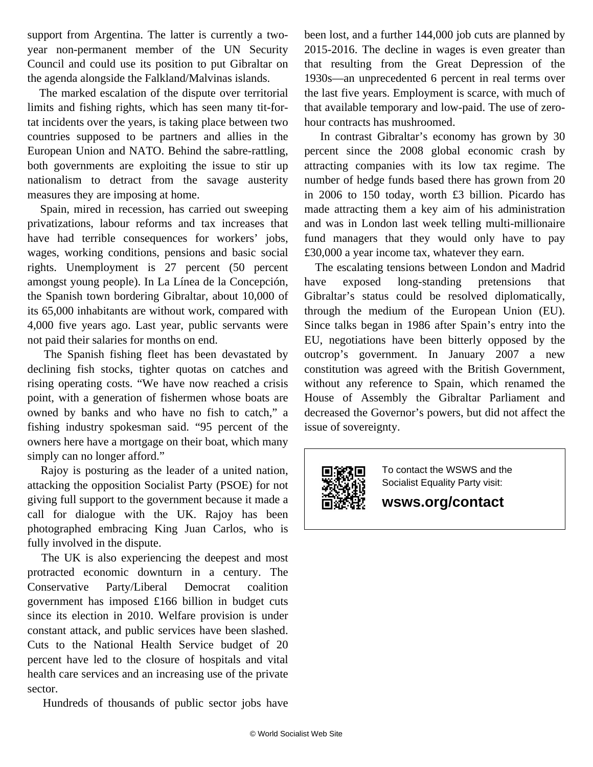support from Argentina. The latter is currently a two-year non-permanent member of the UN Security Council and could use its position to put Gibraltar on the agenda alongside the Falkland/Malvinas islands.

The marked escalation of the dispute over territorial limits and fishing rights, which has seen many tit-for-tat incidents over the years, is taking place between two countries supposed to be partners and allies in the European Union and NATO. Behind the sabre-rattling, both governments are exploiting the issue to stir up nationalism to detract from the savage austerity measures they are imposing at home.

Spain, mired in recession, has carried out sweeping privatizations, labour reforms and tax increases that have had terrible consequences for workers' jobs, wages, working conditions, pensions and basic social rights. Unemployment is 27 percent (50 percent amongst young people). In La Línea de la Concepción, the Spanish town bordering Gibraltar, about 10,000 of its 65,000 inhabitants are without work, compared with 4,000 five years ago. Last year, public servants were not paid their salaries for months on end.

The Spanish fishing fleet has been devastated by declining fish stocks, tighter quotas on catches and rising operating costs. "We have now reached a crisis point, with a generation of fishermen whose boats are owned by banks and who have no fish to catch," a fishing industry spokesman said. "95 percent of the owners here have a mortgage on their boat, which many simply can no longer afford."

Rajoy is posturing as the leader of a united nation, attacking the opposition Socialist Party (PSOE) for not giving full support to the government because it made a call for dialogue with the UK. Rajoy has been photographed embracing King Juan Carlos, who is fully involved in the dispute.

The UK is also experiencing the deepest and most protracted economic downturn in a century. The Conservative Party/Liberal Democrat coalition government has imposed £166 billion in budget cuts since its election in 2010. Welfare provision is under constant attack, and public services have been slashed. Cuts to the National Health Service budget of 20 percent have led to the closure of hospitals and vital health care services and an increasing use of the private sector.

Hundreds of thousands of public sector jobs have been lost, and a further 144,000 job cuts are planned by 2015-2016. The decline in wages is even greater than that resulting from the Great Depression of the 1930s—an unprecedented 6 percent in real terms over the last five years. Employment is scarce, with much of that available temporary and low-paid. The use of zero-hour contracts has mushroomed.

In contrast Gibraltar's economy has grown by 30 percent since the 2008 global economic crash by attracting companies with its low tax regime. The number of hedge funds based there has grown from 20 in 2006 to 150 today, worth £3 billion. Picardo has made attracting them a key aim of his administration and was in London last week telling multi-millionaire fund managers that they would only have to pay £30,000 a year income tax, whatever they earn.

The escalating tensions between London and Madrid have exposed long-standing pretensions that Gibraltar's status could be resolved diplomatically, through the medium of the European Union (EU). Since talks began in 1986 after Spain's entry into the EU, negotiations have been bitterly opposed by the outcrop's government. In January 2007 a new constitution was agreed with the British Government, without any reference to Spain, which renamed the House of Assembly the Gibraltar Parliament and decreased the Governor's powers, but did not affect the issue of sovereignty.

To contact the WSWS and the Socialist Equality Party visit:

**wsws.org/contact**